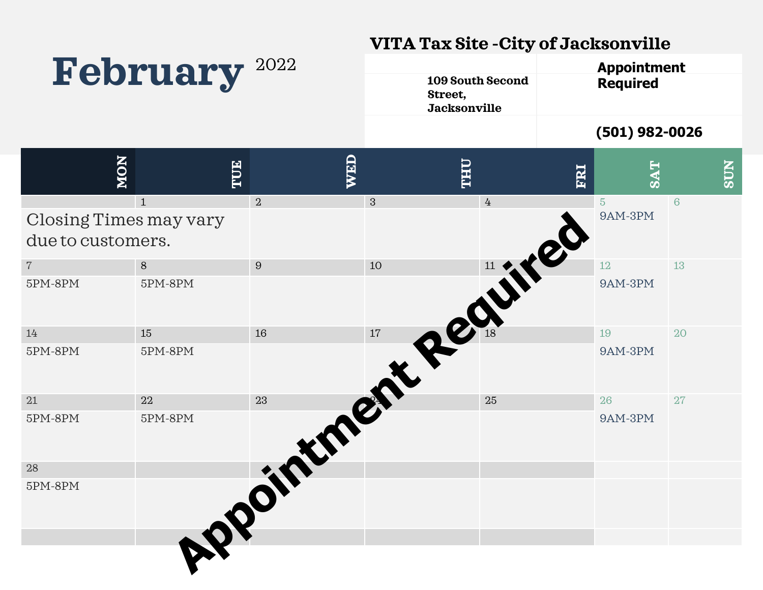# February 2022

## VITA Tax Site -City of Jacksonville

109 South Second Street, Jacksonville

**Appointment Required**

**(501) 982-0026**

| MON | TUE | WED | THU | FRI | SAT | SUN |
|---|---|---|---|---|---|---|
| Closing Times may vary due to customers. | 1 | 2 | 3 | 4 | 5<br>9AM-3PM | 6 |
| 7<br>5PM-8PM | 8<br>5PM-8PM | 9 | 10 | 11 | 12<br>9AM-3PM | 13 |
| 14<br>5PM-8PM | 15<br>5PM-8PM | 16 | 17 | 18 | 19<br>9AM-3PM | 20 |
| 21<br>5PM-8PM | 22<br>5PM-8PM | 23 | 24 | 25 | 26<br>9AM-3PM | 27 |
| 28<br>5PM-8PM | | | | | | |

**Appointment Required**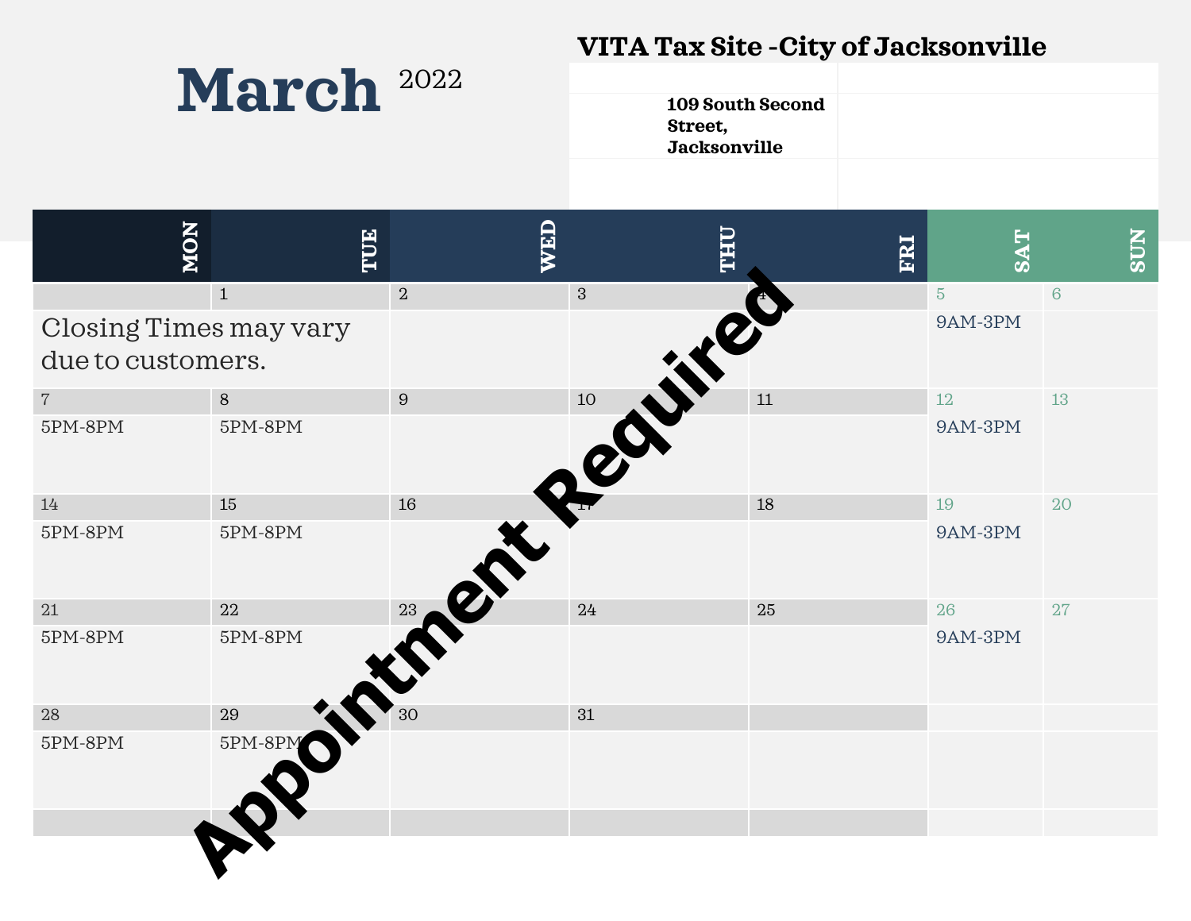# March 2022

## VITA Tax Site -City of Jacksonville

**109 South Second Street, Jacksonville**

| MON | TUE | WED | THU | FRI | SAT | SUN |
|---|---|---|---|---|---|---|
| Closing Times may vary due to customers. | 1 | 2 | 3 | 4 | 5<br>9AM-3PM | 6 |
| 7<br>5PM-8PM | 8<br>5PM-8PM | 9 | 10 | 11 | 12<br>9AM-3PM | 13 |
| 14<br>5PM-8PM | 15<br>5PM-8PM | 16 | 17 | 18 | 19<br>9AM-3PM | 20 |
| 21<br>5PM-8PM | 22<br>5PM-8PM | 23 | 24 | 25 | 26<br>9AM-3PM | 27 |
| 28<br>5PM-8PM | 29<br>5PM-8PM | 30 | 31 | | | |

**Appointment Required**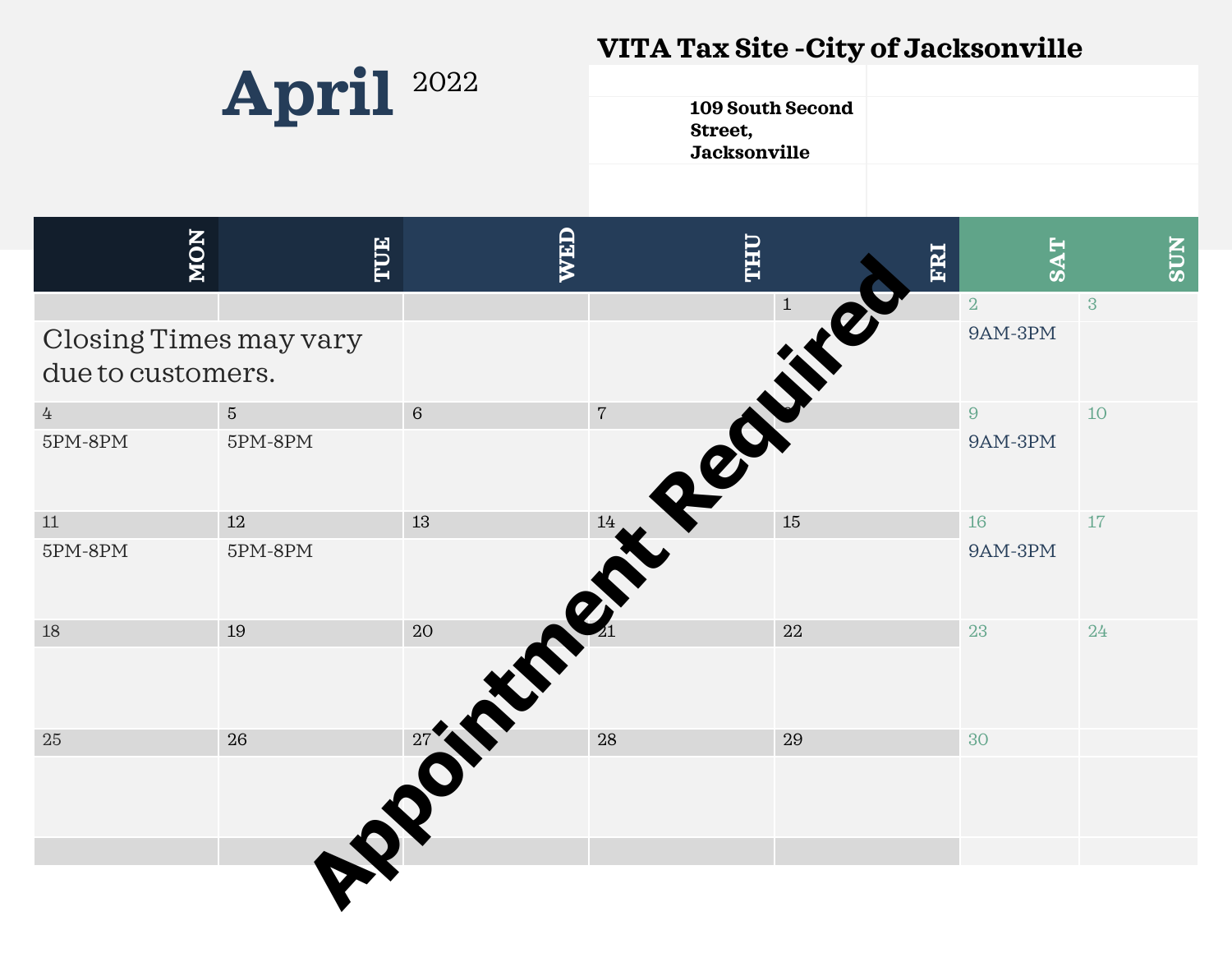# April 2022

## VITA Tax Site -City of Jacksonville

**109 South Second Street, Jacksonville**

**Appointment Required**

| MON | TUE | WED | THU | FRI | SAT | SUN |
|---|---|---|---|---|---|---|
| | | | | 1 | 2 | 3 |
| Closing Times may vary due to customers. | | | | | 9AM-3PM | |
| 4 | 5 | 6 | 7 | 8 | 9 | 10 |
| 5PM-8PM | 5PM-8PM | | | | 9AM-3PM | |
| 11 | 12 | 13 | 14 | 15 | 16 | 17 |
| 5PM-8PM | 5PM-8PM | | | | 9AM-3PM | |
| 18 | 19 | 20 | 21 | 22 | 23 | 24 |
| | | | | | | |
| 25 | 26 | 27 | 28 | 29 | 30 | |
| | | | | | | |